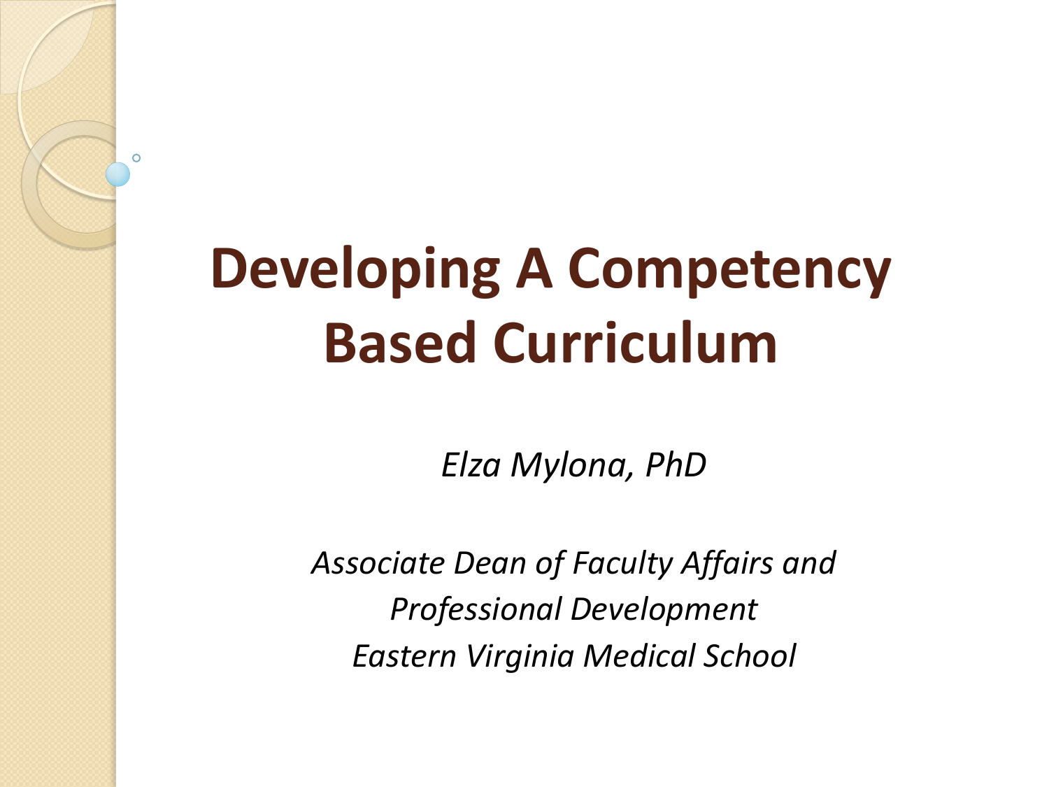# Developing A Competency Based Curriculum

*Elza Mylona, PhD*

*Associate Dean of Faculty Affairs and Professional Development*
*Eastern Virginia Medical School*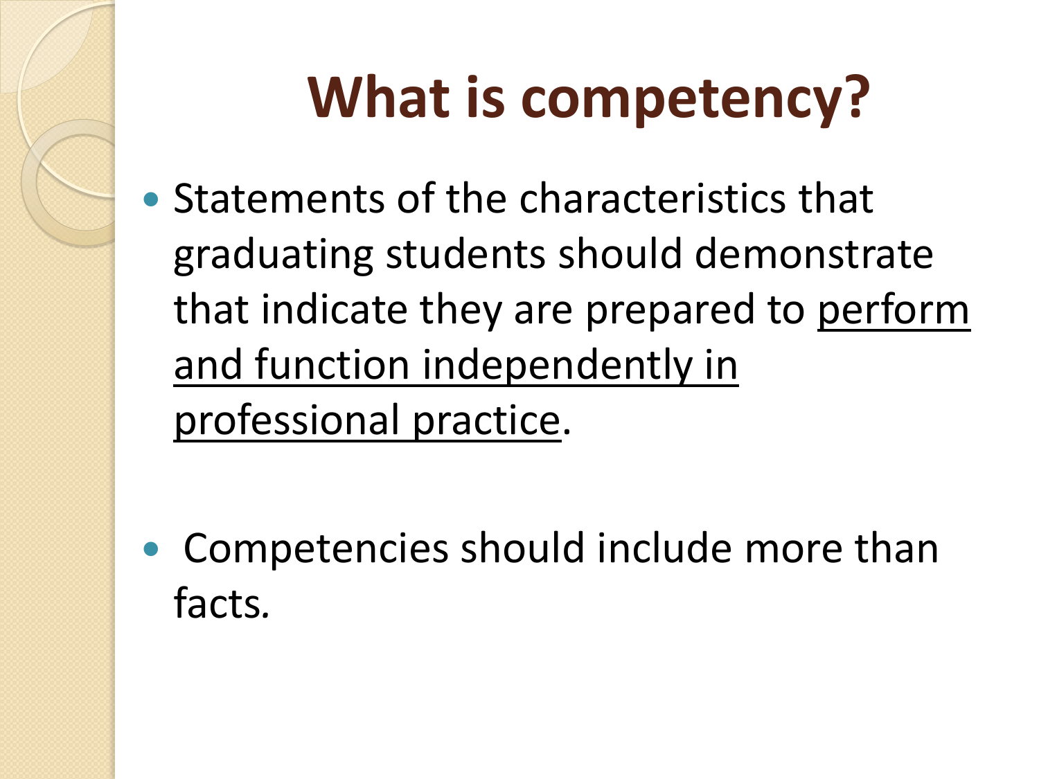# What is competency?

- Statements of the characteristics that graduating students should demonstrate that indicate they are prepared to <u>perform and function independently in professional practice</u>.

- Competencies should include more than facts.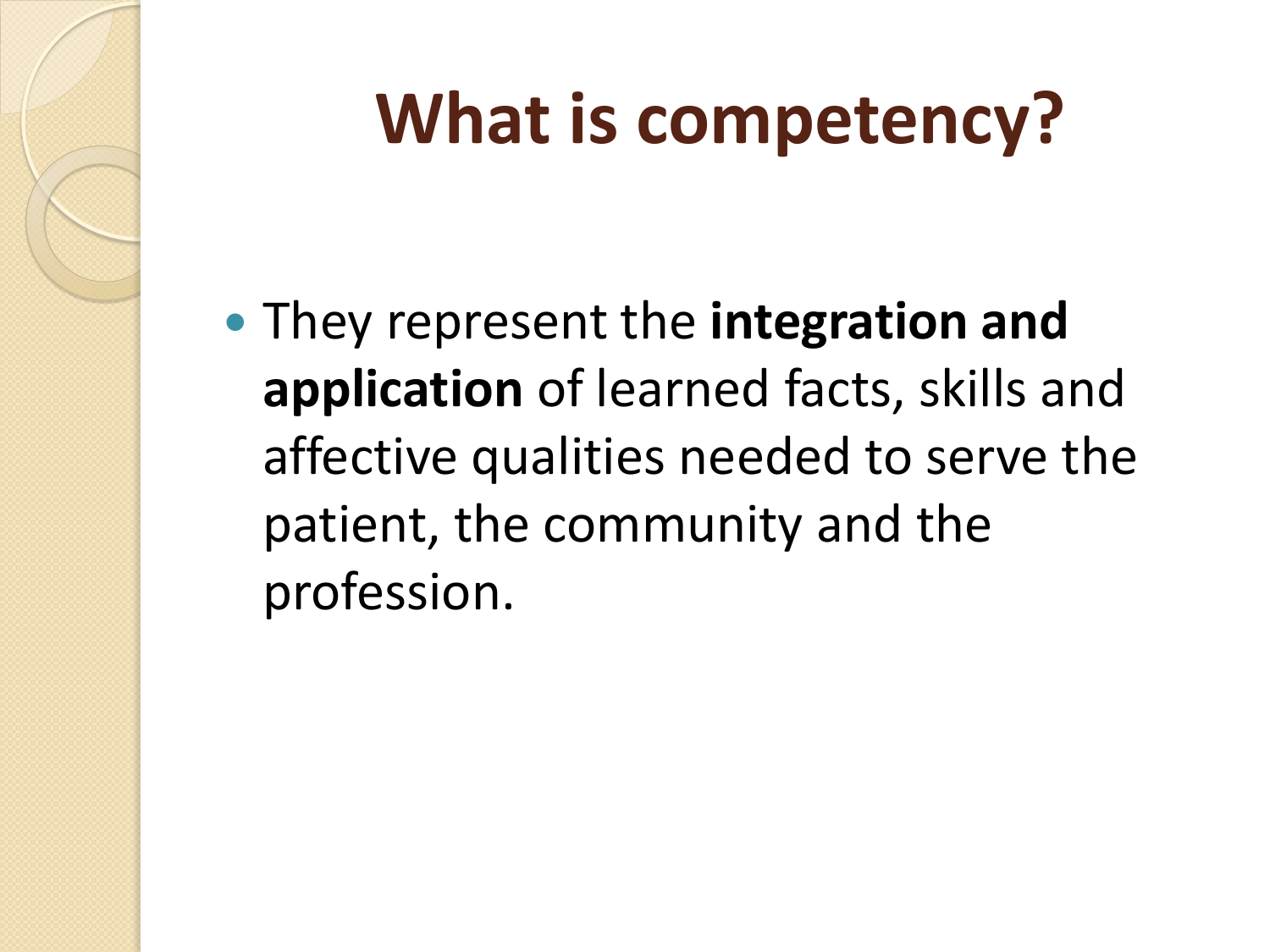# What is competency?

- They represent the **integration and application** of learned facts, skills and affective qualities needed to serve the patient, the community and the profession.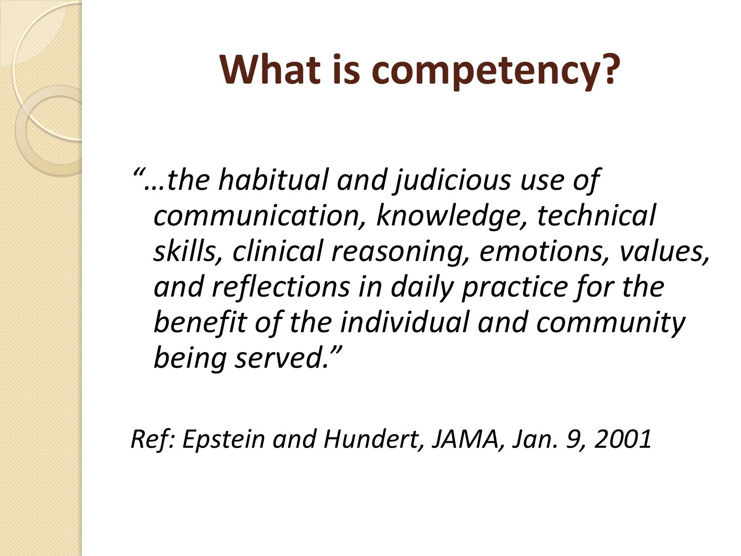# What is competency?

*"…the habitual and judicious use of communication, knowledge, technical skills, clinical reasoning, emotions, values, and reflections in daily practice for the benefit of the individual and community being served."*

*Ref: Epstein and Hundert, JAMA, Jan. 9, 2001*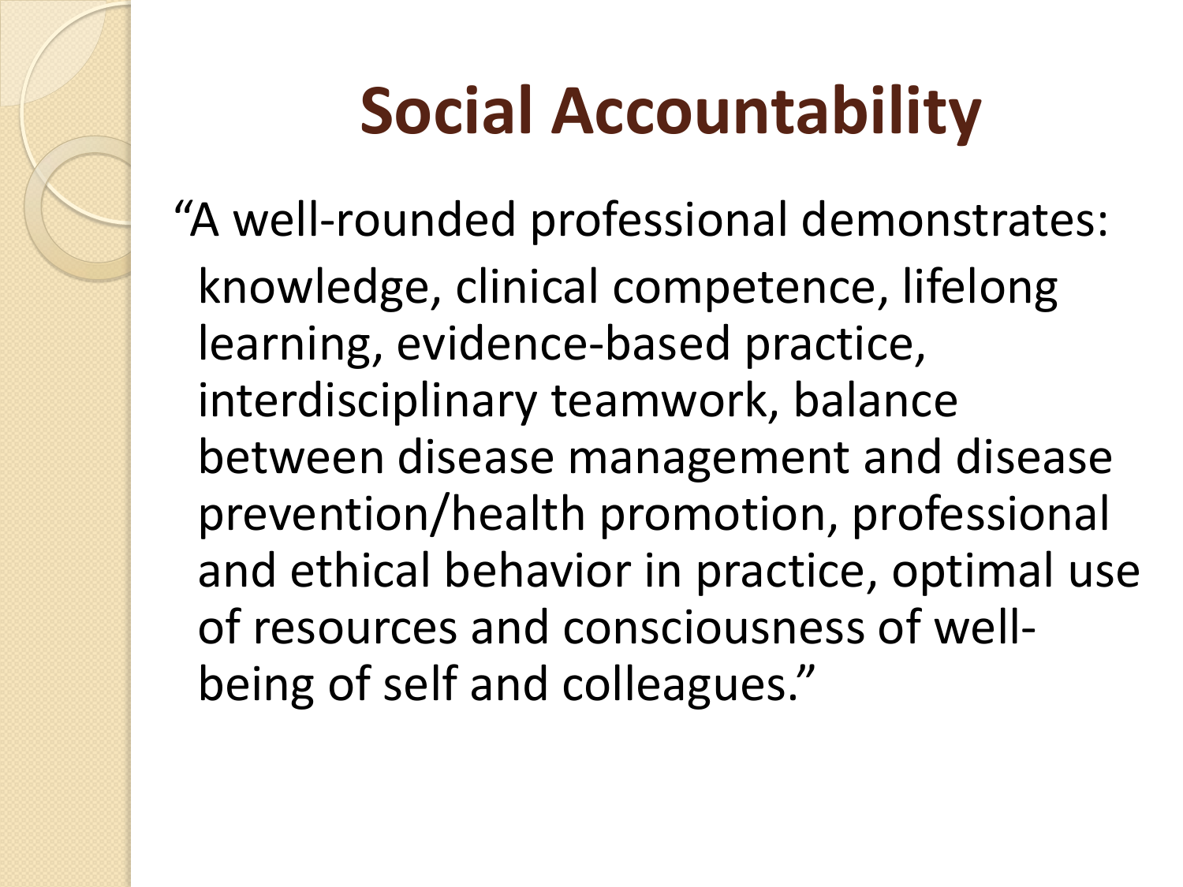# Social Accountability

"A well-rounded professional demonstrates:

knowledge, clinical competence, lifelong learning, evidence-based practice, interdisciplinary teamwork, balance between disease management and disease prevention/health promotion, professional and ethical behavior in practice, optimal use of resources and consciousness of well-being of self and colleagues."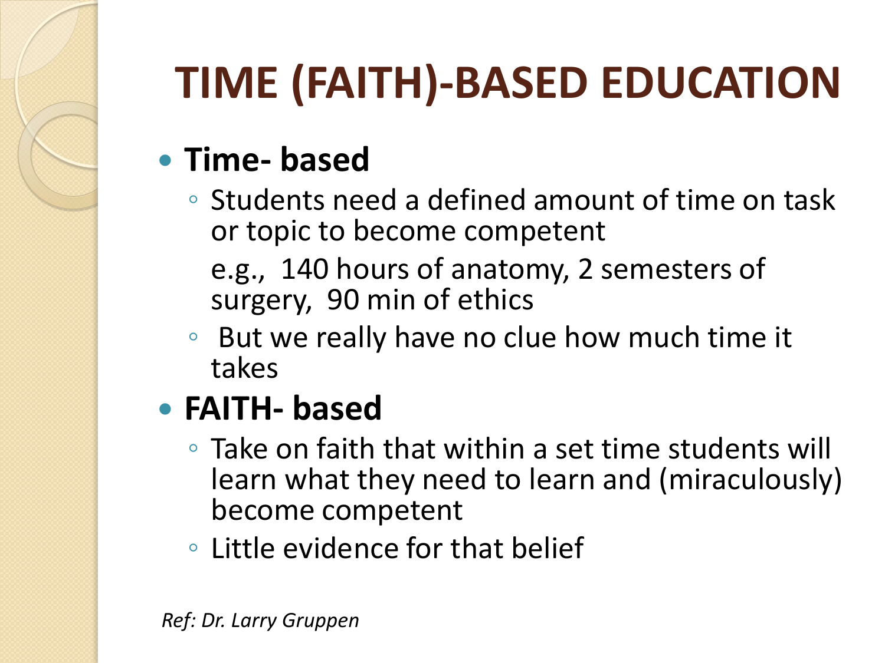# TIME (FAITH)-BASED EDUCATION

- **Time- based**
  - Students need a defined amount of time on task or topic to become competent

    e.g., 140 hours of anatomy, 2 semesters of surgery, 90 min of ethics
  - But we really have no clue how much time it takes
- **FAITH- based**
  - Take on faith that within a set time students will learn what they need to learn and (miraculously) become competent
  - Little evidence for that belief

*Ref: Dr. Larry Gruppen*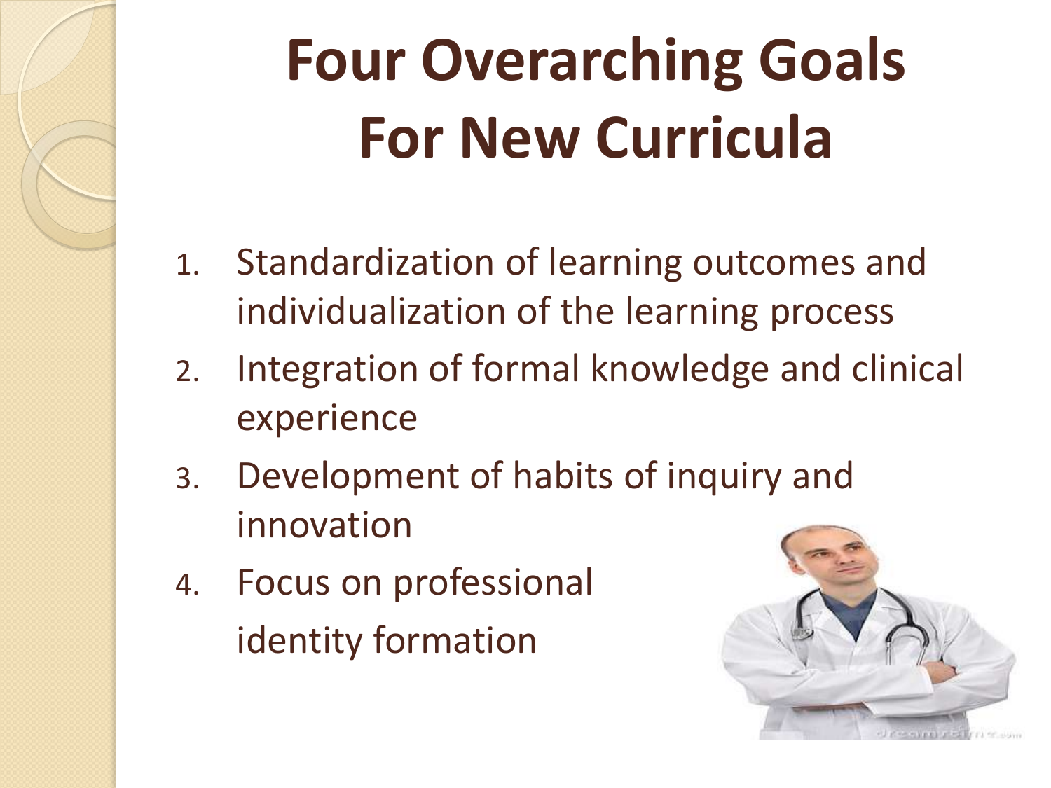# Four Overarching Goals For New Curricula

1. Standardization of learning outcomes and individualization of the learning process
2. Integration of formal knowledge and clinical experience
3. Development of habits of inquiry and innovation
4. Focus on professional identity formation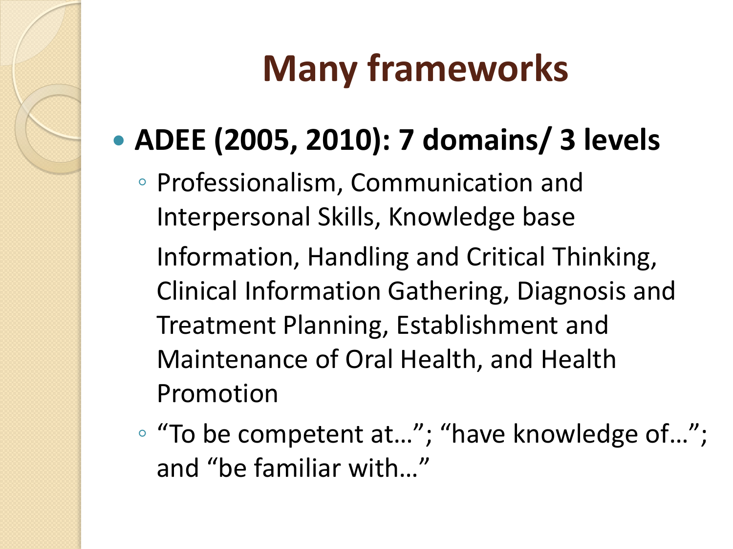# Many frameworks

- **ADEE (2005, 2010): 7 domains/ 3 levels**
  - Professionalism, Communication and Interpersonal Skills, Knowledge base

    Information, Handling and Critical Thinking, Clinical Information Gathering, Diagnosis and Treatment Planning, Establishment and Maintenance of Oral Health, and Health Promotion
  - "To be competent at…"; "have knowledge of…"; and "be familiar with…"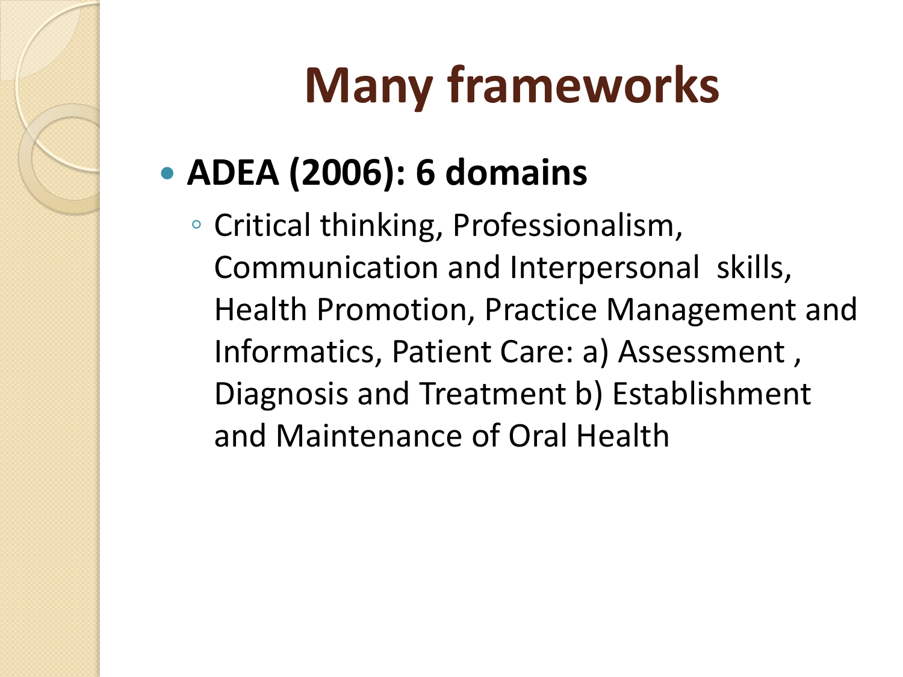# Many frameworks

- **ADEA (2006): 6 domains**
  - Critical thinking, Professionalism, Communication and Interpersonal skills, Health Promotion, Practice Management and Informatics, Patient Care: a) Assessment , Diagnosis and Treatment b) Establishment and Maintenance of Oral Health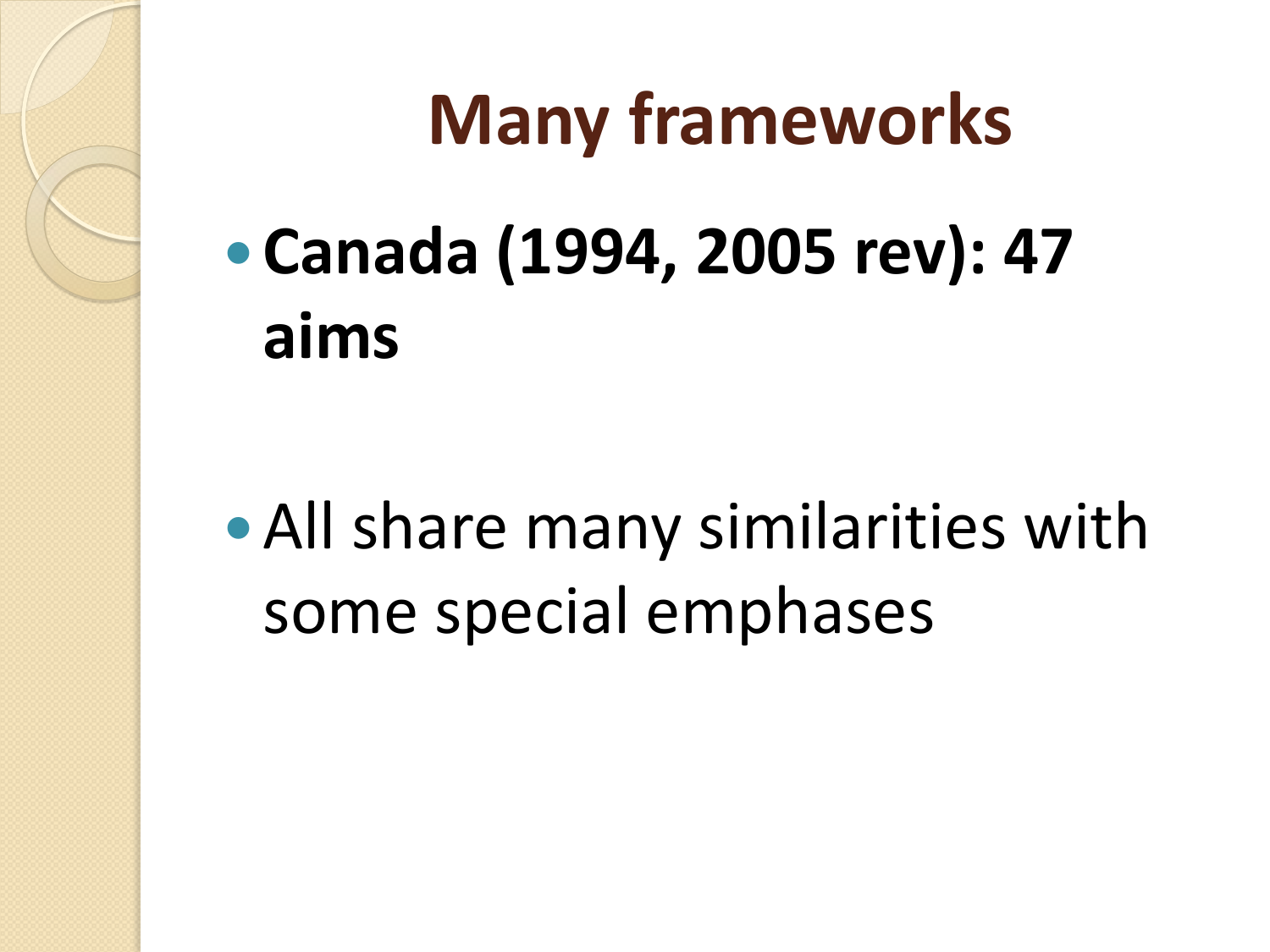# Many frameworks

- **Canada (1994, 2005 rev): 47 aims**

- All share many similarities with some special emphases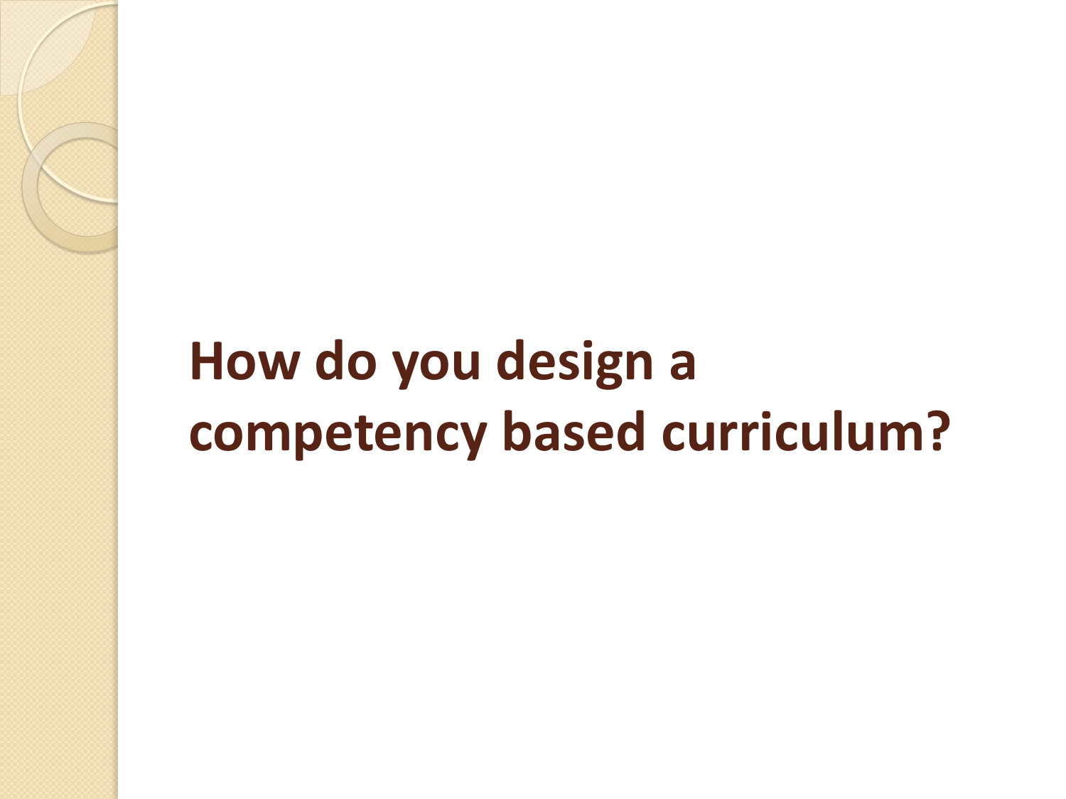# How do you design a competency based curriculum?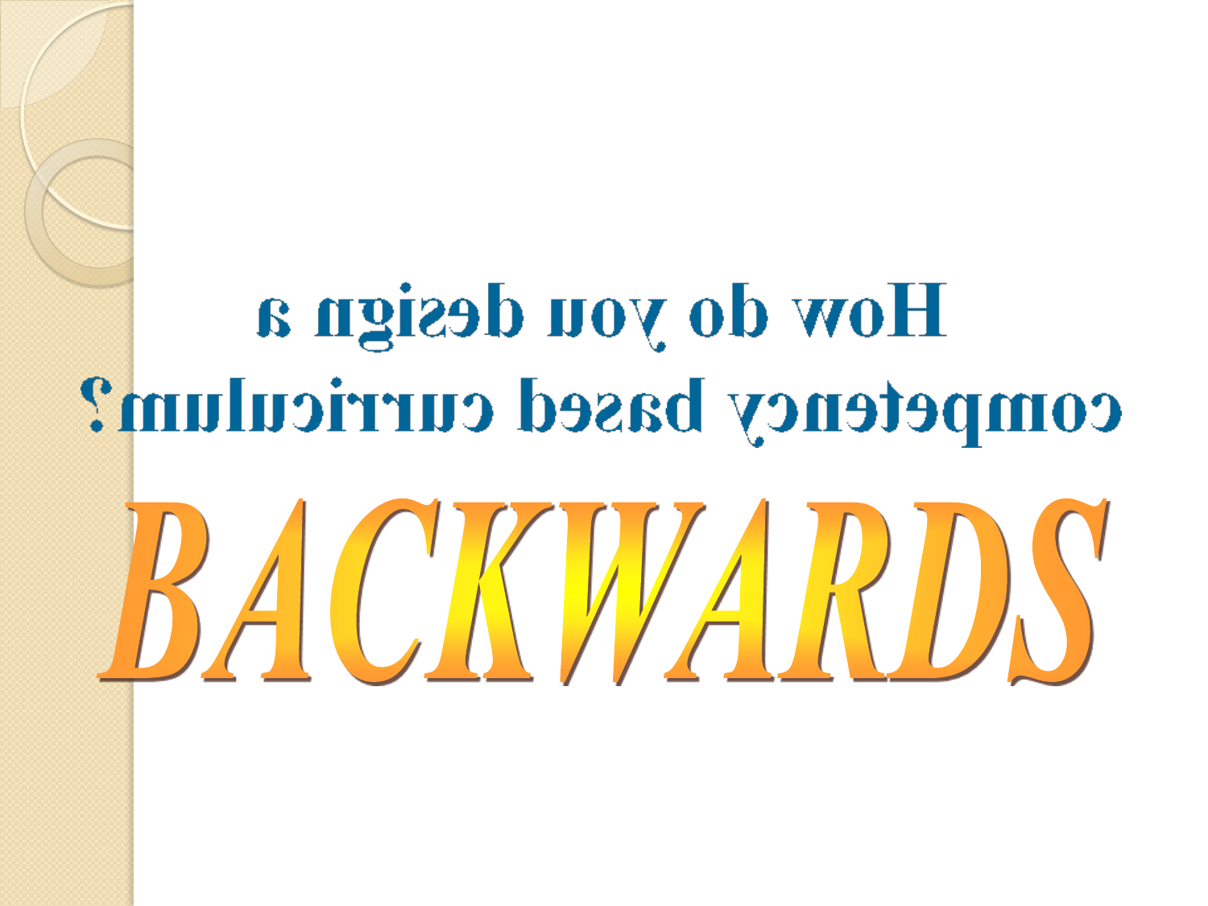# How do you design a competency based curriculum?

# BACKWARDS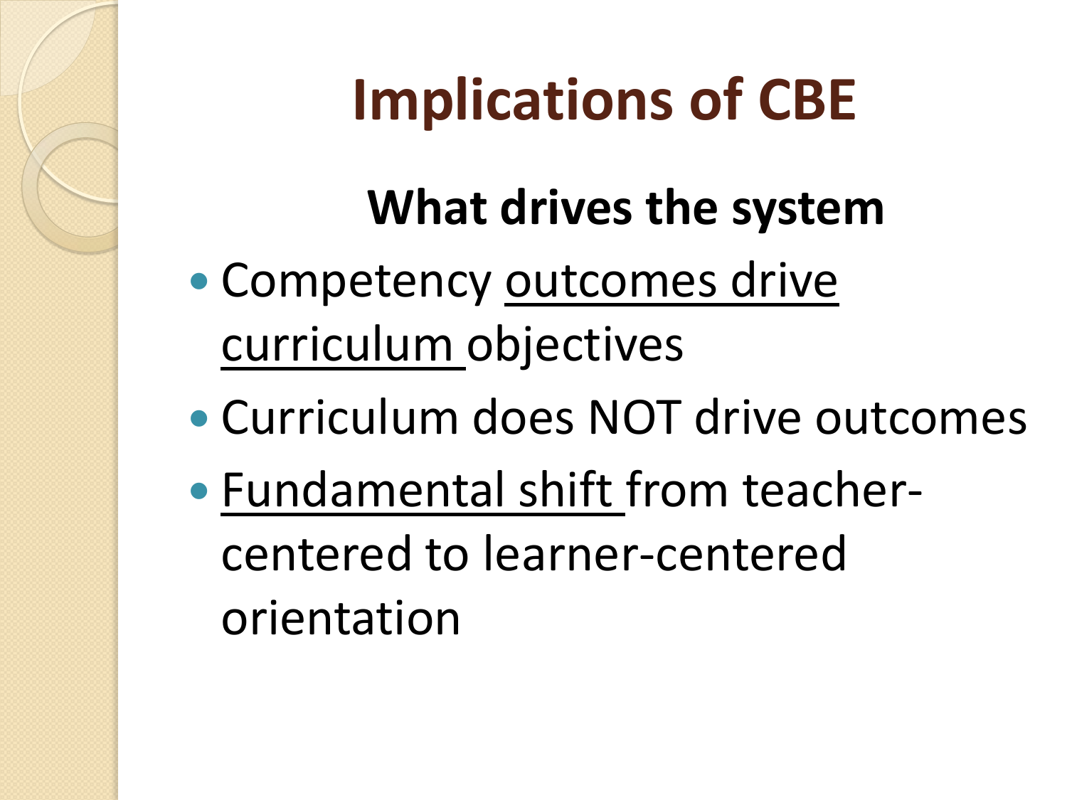# Implications of CBE

### What drives the system

- Competency <u>outcomes drive curriculum</u> objectives
- Curriculum does NOT drive outcomes
- <u>Fundamental shift</u> from teacher-centered to learner-centered orientation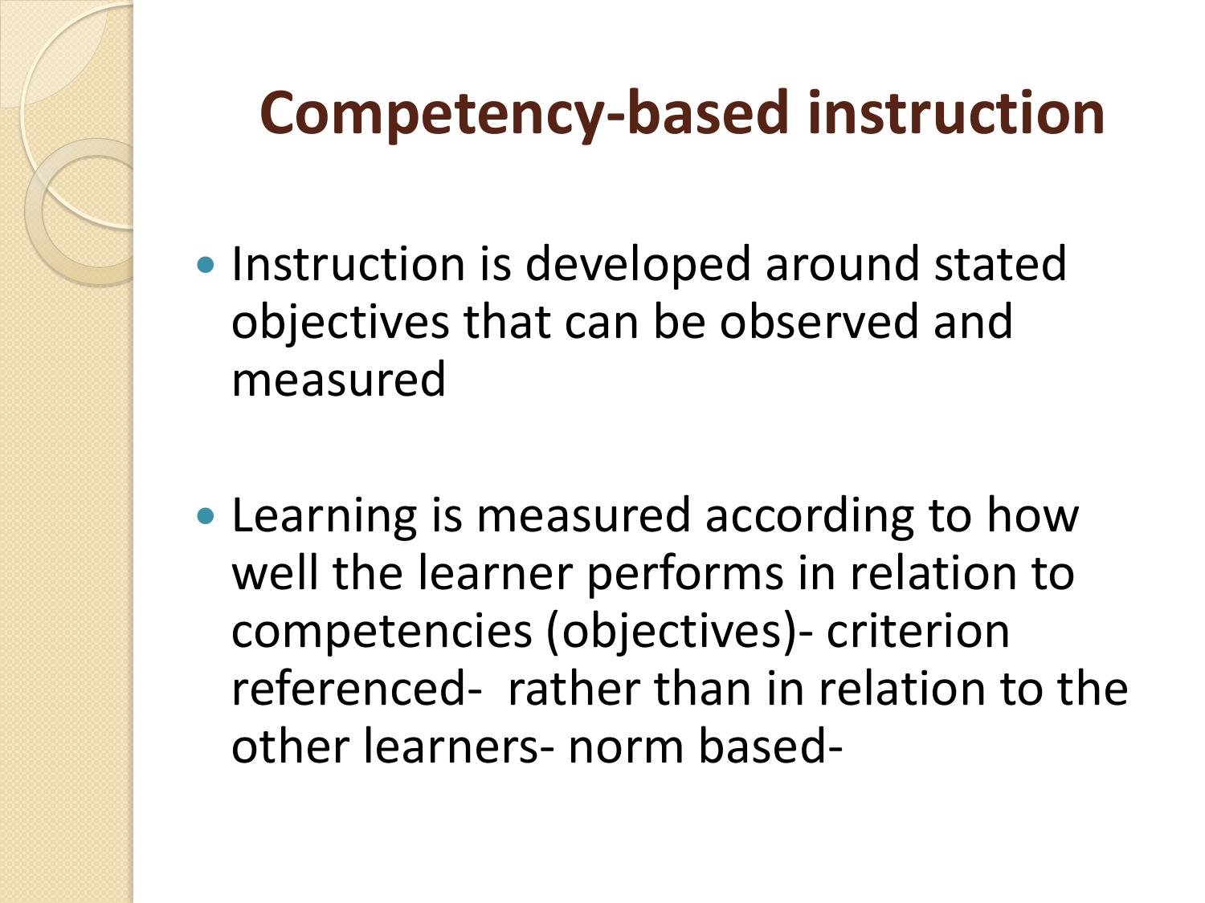# Competency-based instruction

- Instruction is developed around stated objectives that can be observed and measured

- Learning is measured according to how well the learner performs in relation to competencies (objectives)- criterion referenced- rather than in relation to the other learners- norm based-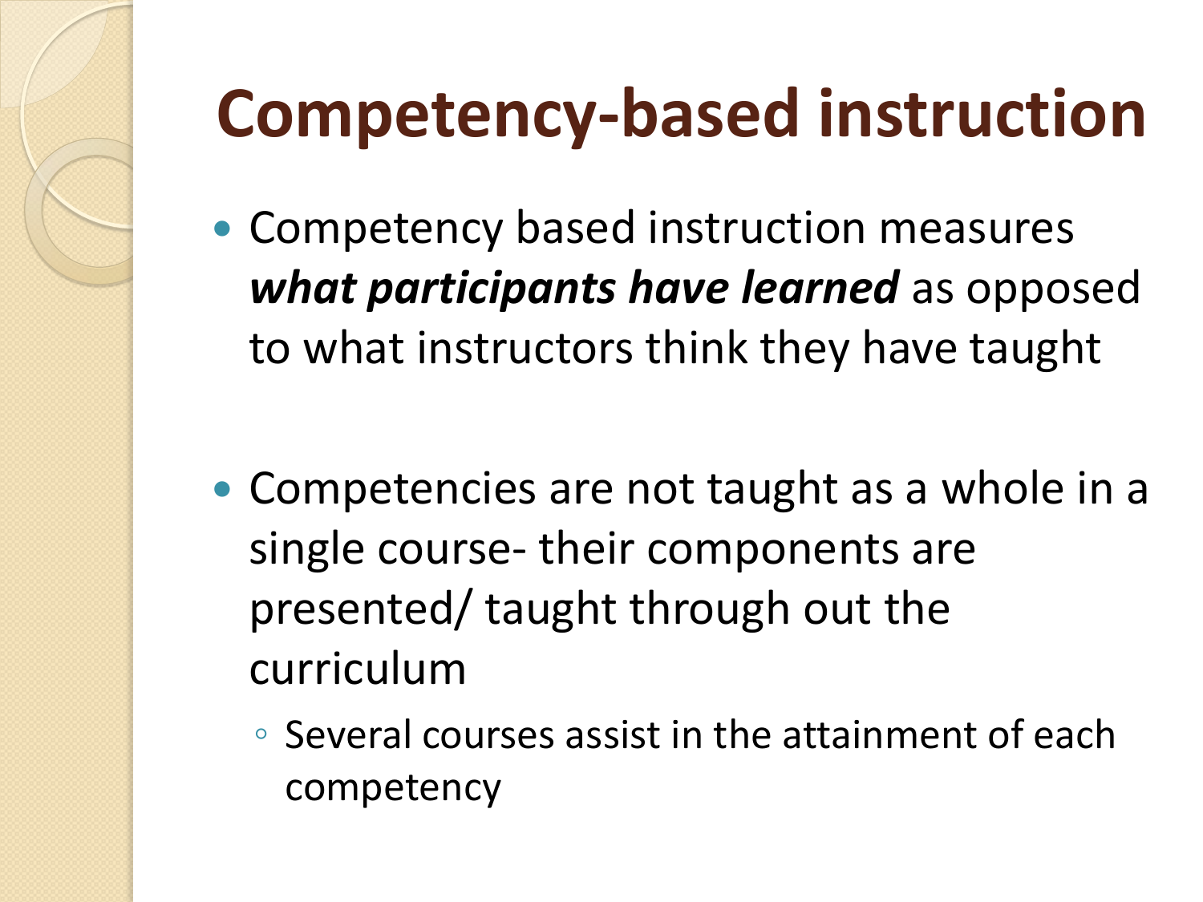# Competency-based instruction

- Competency based instruction measures ***what participants have learned*** as opposed to what instructors think they have taught

- Competencies are not taught as a whole in a single course- their components are presented/ taught through out the curriculum
  - Several courses assist in the attainment of each competency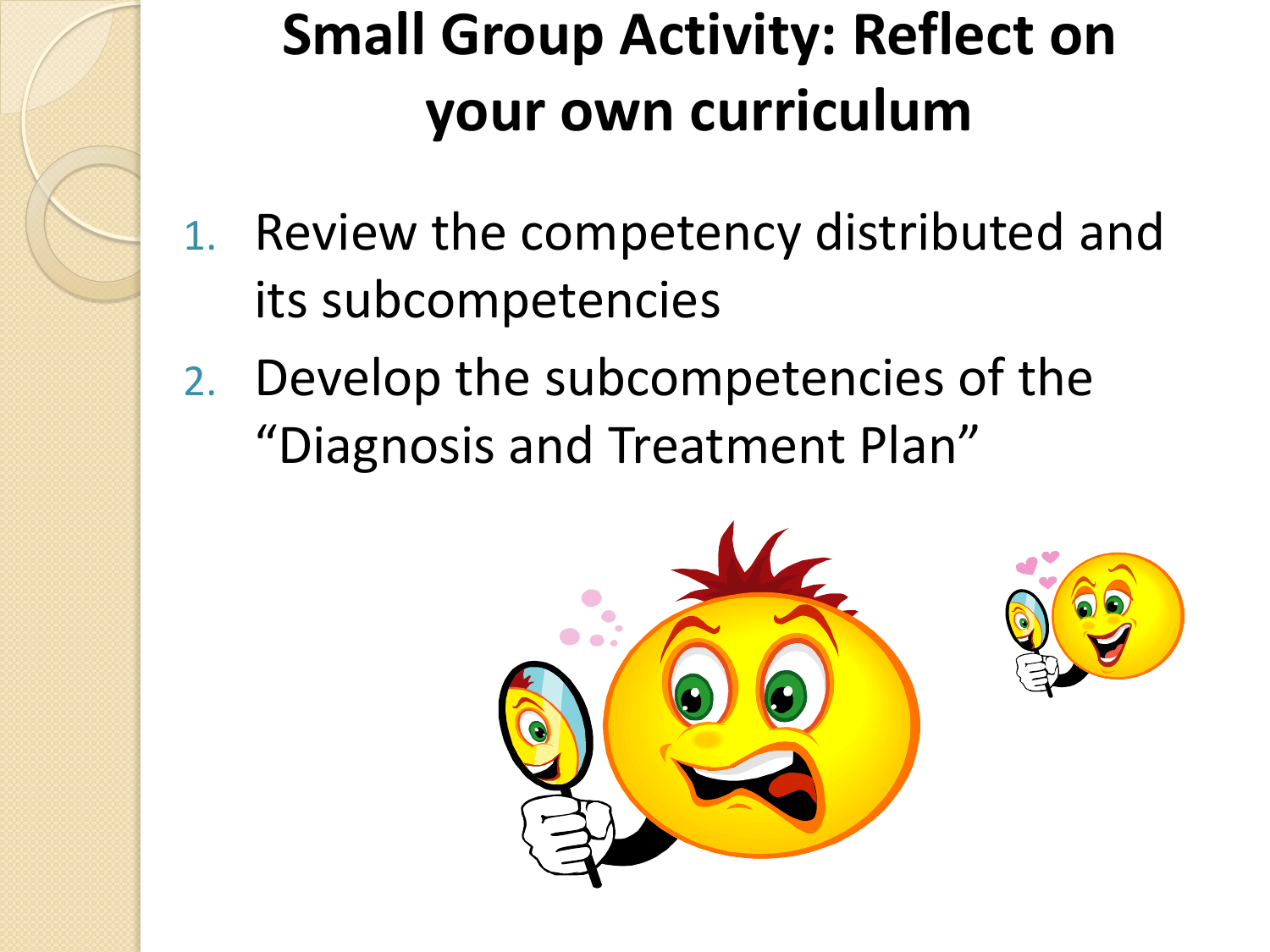# Small Group Activity: Reflect on your own curriculum

1. Review the competency distributed and its subcompetencies
2. Develop the subcompetencies of the "Diagnosis and Treatment Plan"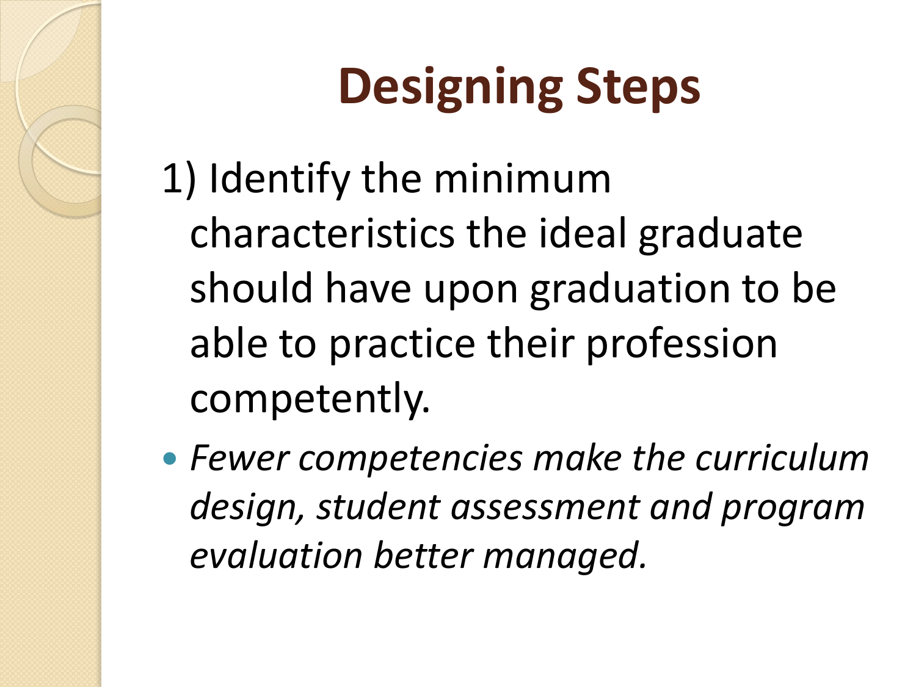# Designing Steps

1) Identify the minimum characteristics the ideal graduate should have upon graduation to be able to practice their profession competently.

- *Fewer competencies make the curriculum design, student assessment and program evaluation better managed.*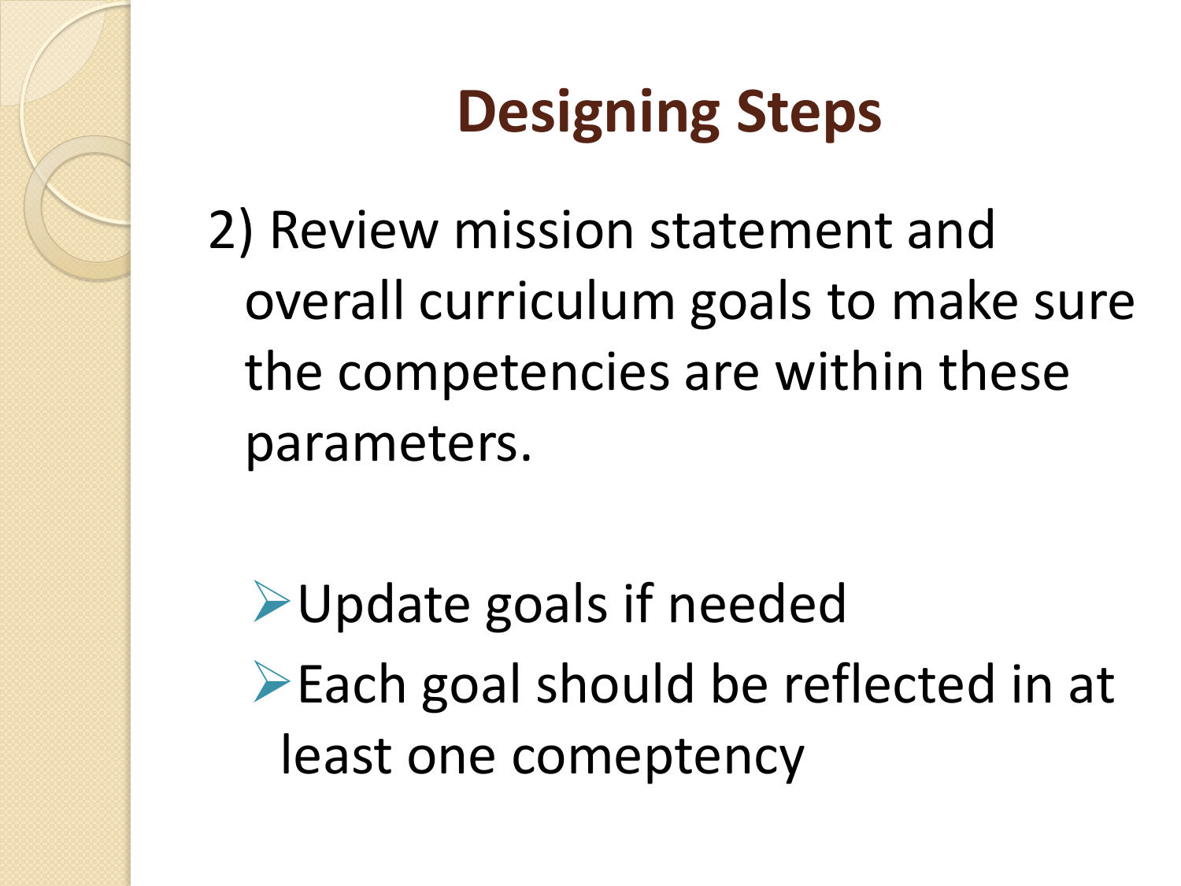# Designing Steps

2) Review mission statement and overall curriculum goals to make sure the competencies are within these parameters.

- Update goals if needed
- Each goal should be reflected in at least one comeptency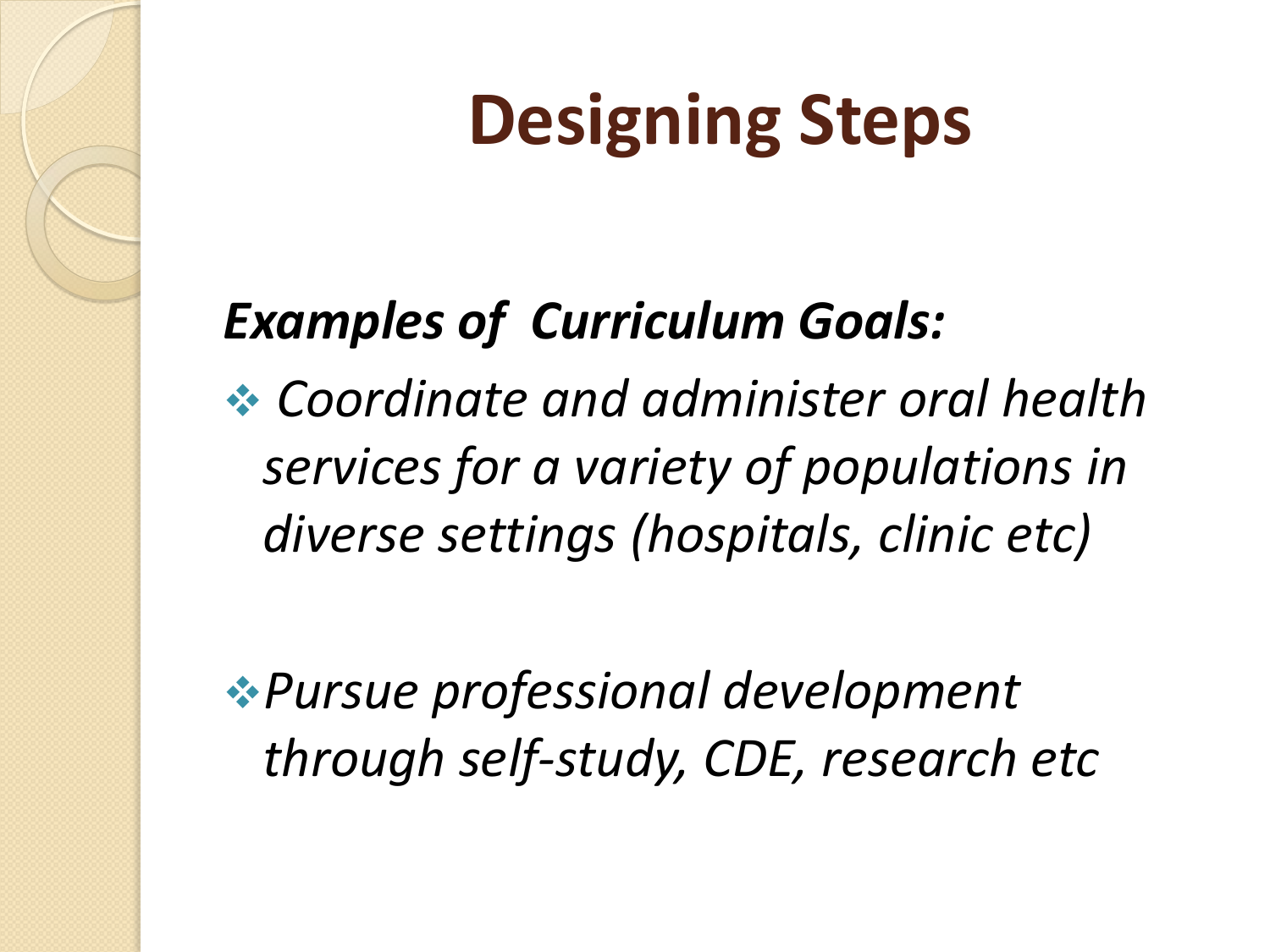# Designing Steps

***Examples of Curriculum Goals:***

- *Coordinate and administer oral health services for a variety of populations in diverse settings (hospitals, clinic etc)*

- *Pursue professional development through self-study, CDE, research etc*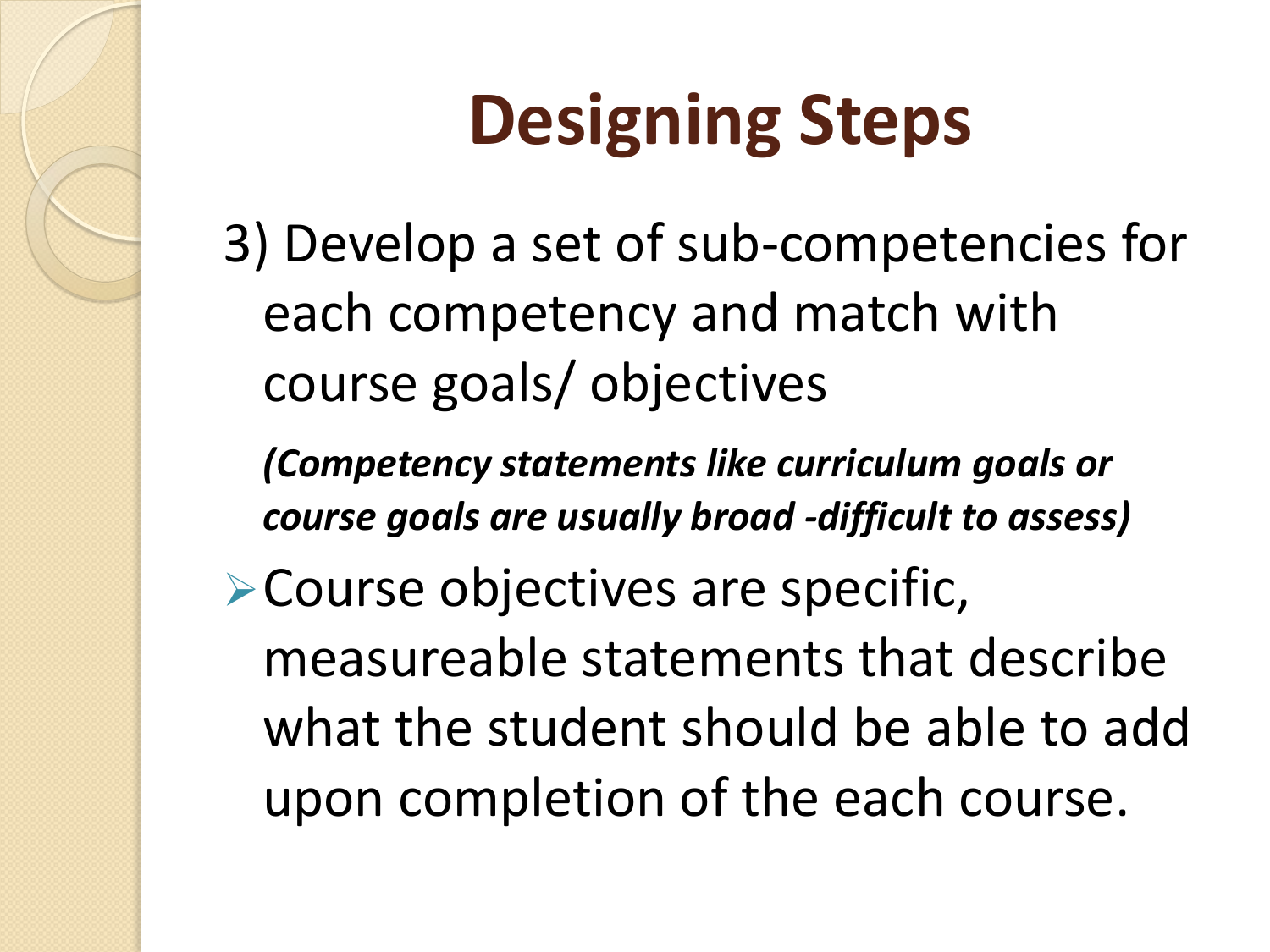# Designing Steps

3) Develop a set of sub-competencies for each competency and match with course goals/ objectives

***(Competency statements like curriculum goals or course goals are usually broad -difficult to assess)***

- Course objectives are specific, measureable statements that describe what the student should be able to add upon completion of the each course.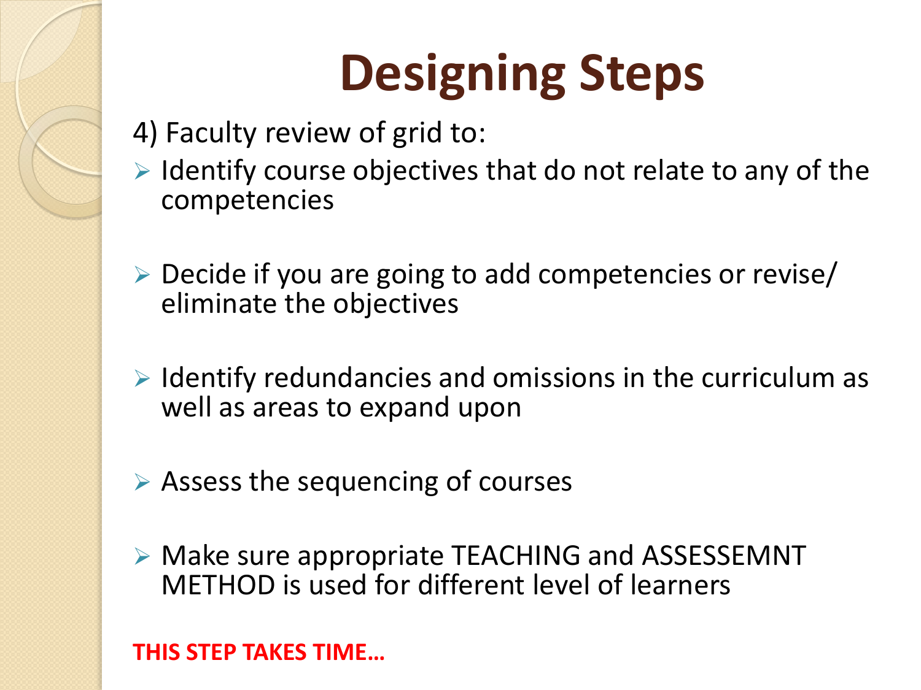# Designing Steps

4) Faculty review of grid to:

- Identify course objectives that do not relate to any of the competencies
- Decide if you are going to add competencies or revise/ eliminate the objectives
- Identify redundancies and omissions in the curriculum as well as areas to expand upon
- Assess the sequencing of courses
- Make sure appropriate TEACHING and ASSESSEMNT METHOD is used for different level of learners

**THIS STEP TAKES TIME…**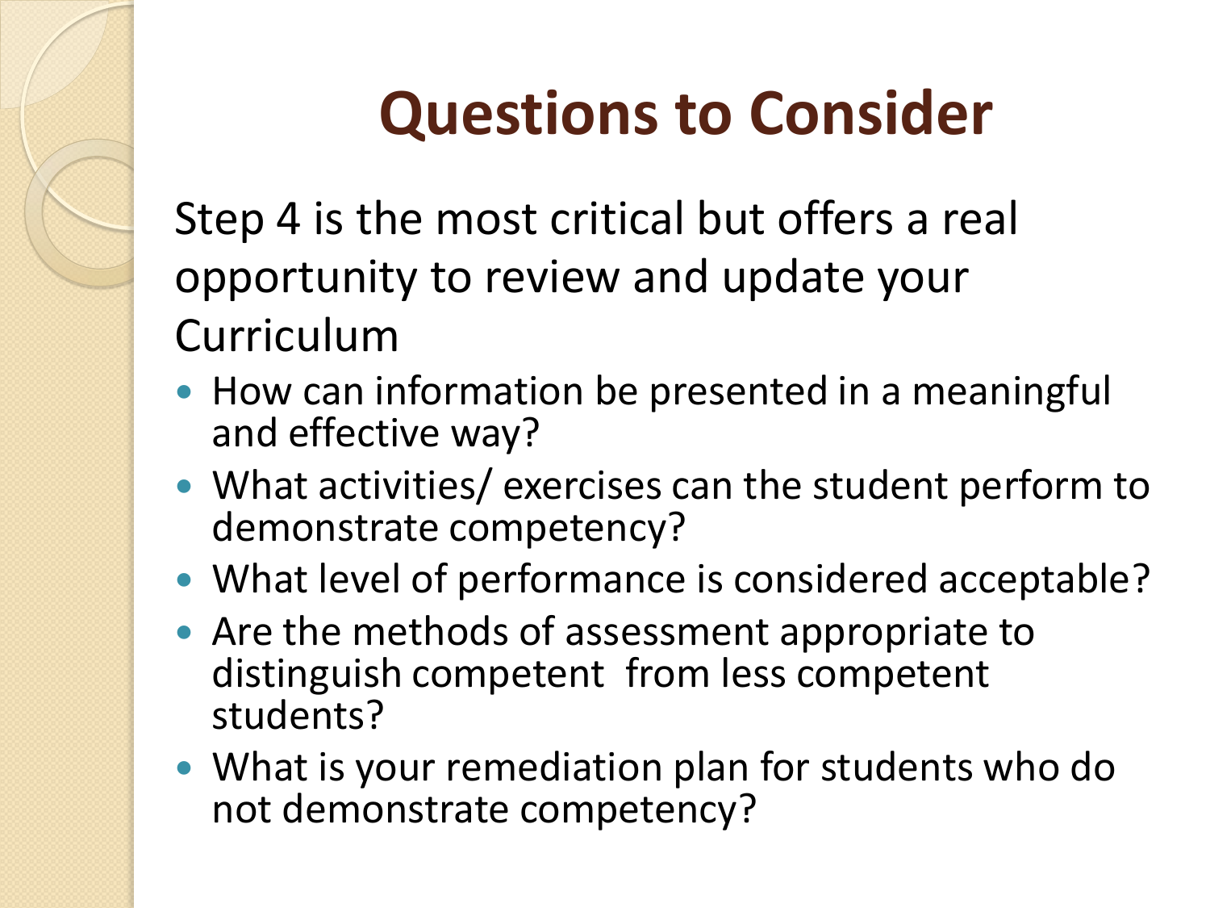# Questions to Consider

Step 4 is the most critical but offers a real opportunity to review and update your Curriculum

- How can information be presented in a meaningful and effective way?
- What activities/ exercises can the student perform to demonstrate competency?
- What level of performance is considered acceptable?
- Are the methods of assessment appropriate to distinguish competent from less competent students?
- What is your remediation plan for students who do not demonstrate competency?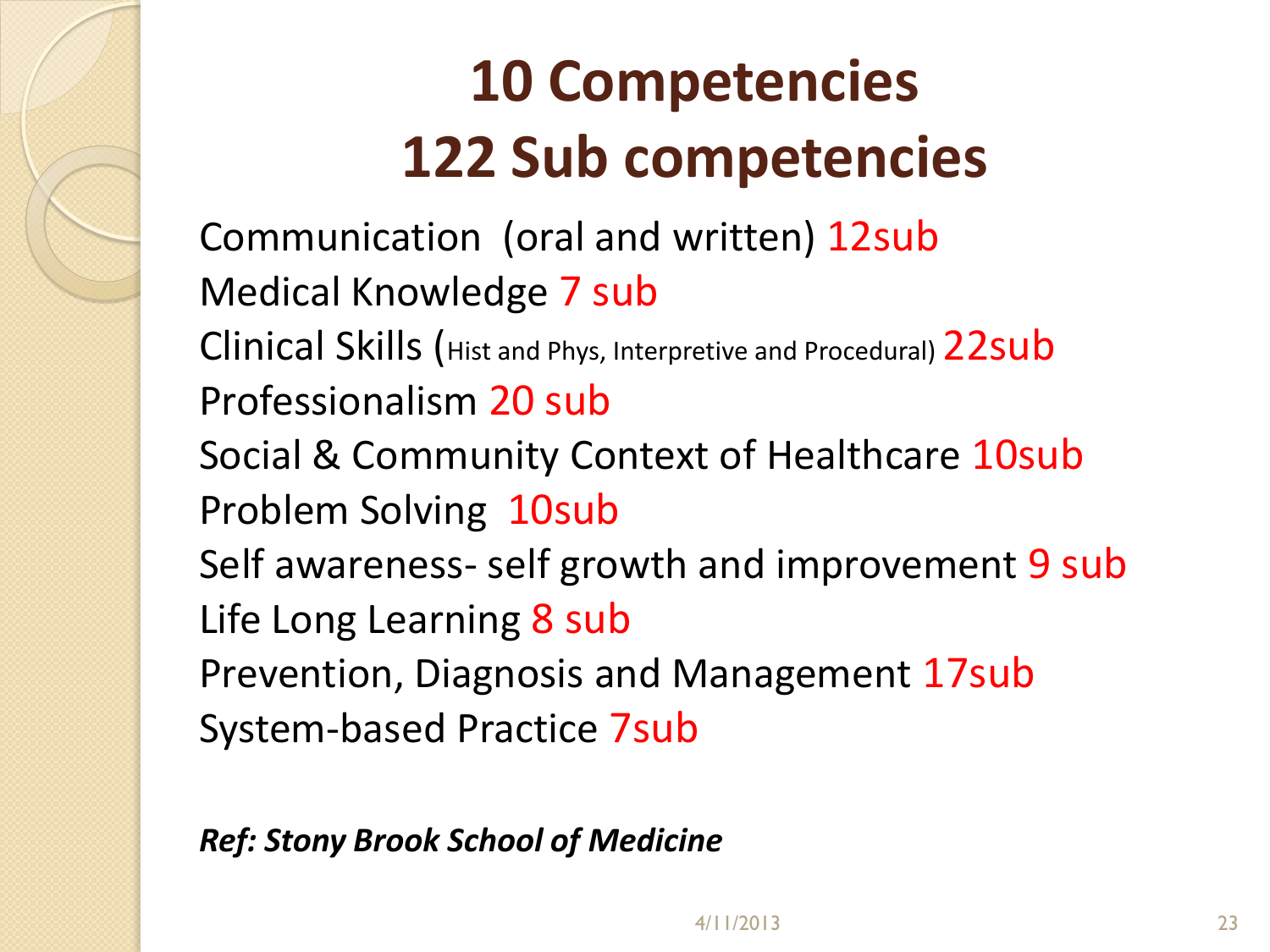# 10 Competencies
# 122 Sub competencies

Communication (oral and written) 12sub
Medical Knowledge 7 sub
Clinical Skills (Hist and Phys, Interpretive and Procedural) 22sub
Professionalism 20 sub
Social & Community Context of Healthcare 10sub
Problem Solving 10sub
Self awareness- self growth and improvement 9 sub
Life Long Learning 8 sub
Prevention, Diagnosis and Management 17sub
System-based Practice 7sub

***Ref: Stony Brook School of Medicine***

4/11/2013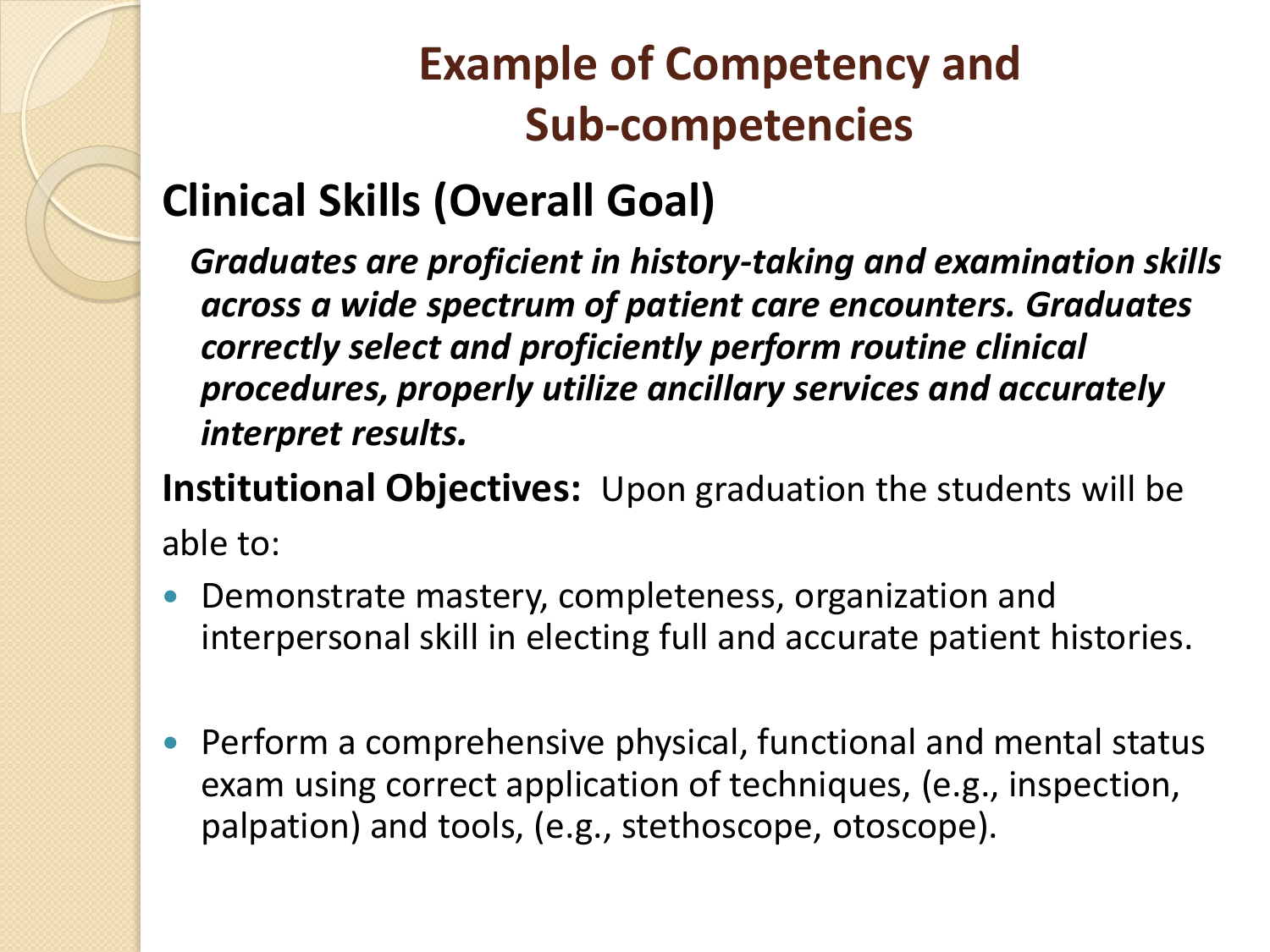# Example of Competency and Sub-competencies

## Clinical Skills (Overall Goal)

***Graduates are proficient in history-taking and examination skills across a wide spectrum of patient care encounters. Graduates correctly select and proficiently perform routine clinical procedures, properly utilize ancillary services and accurately interpret results.***

**Institutional Objectives:** Upon graduation the students will be able to:

- Demonstrate mastery, completeness, organization and interpersonal skill in electing full and accurate patient histories.
- Perform a comprehensive physical, functional and mental status exam using correct application of techniques, (e.g., inspection, palpation) and tools, (e.g., stethoscope, otoscope).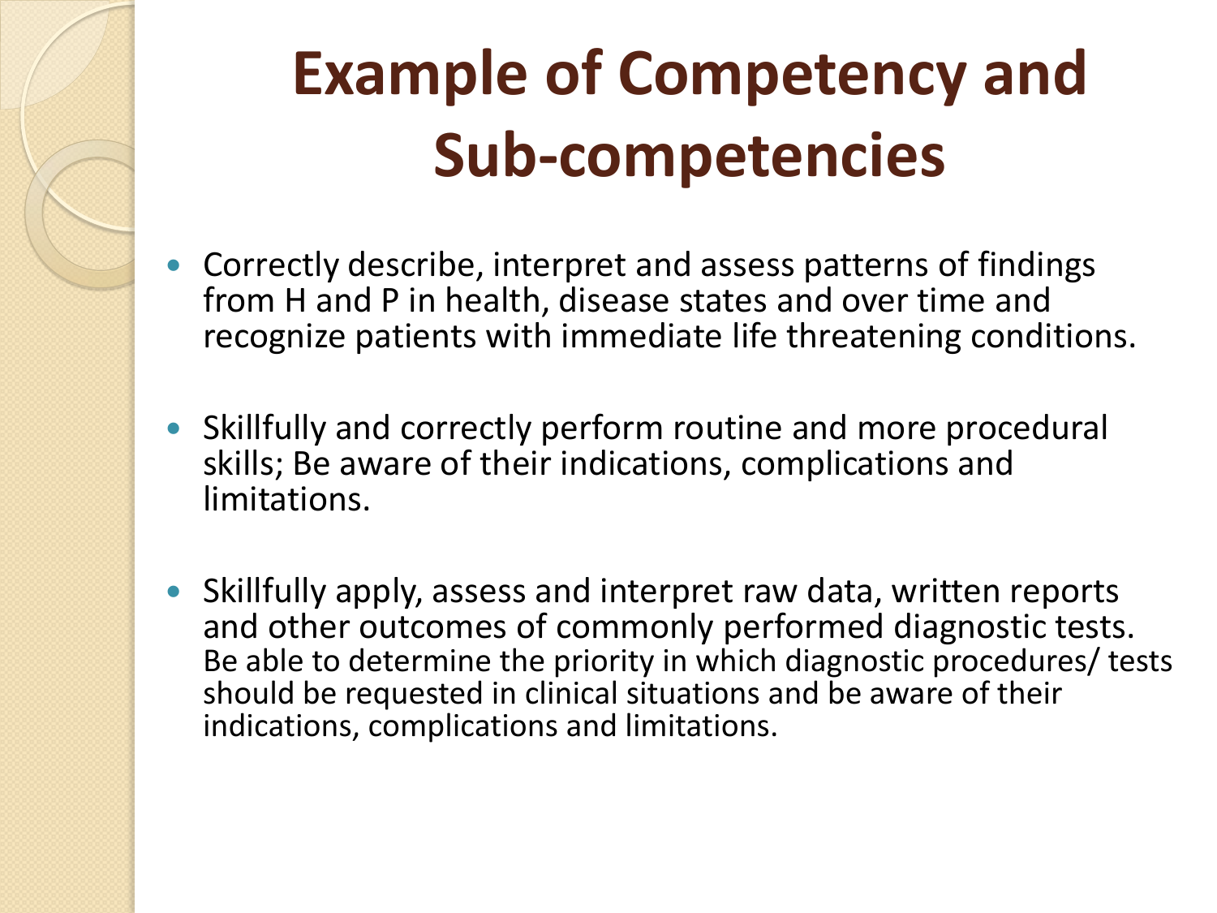# Example of Competency and Sub-competencies

- Correctly describe, interpret and assess patterns of findings from H and P in health, disease states and over time and recognize patients with immediate life threatening conditions.

- Skillfully and correctly perform routine and more procedural skills; Be aware of their indications, complications and limitations.

- Skillfully apply, assess and interpret raw data, written reports and other outcomes of commonly performed diagnostic tests. Be able to determine the priority in which diagnostic procedures/ tests should be requested in clinical situations and be aware of their indications, complications and limitations.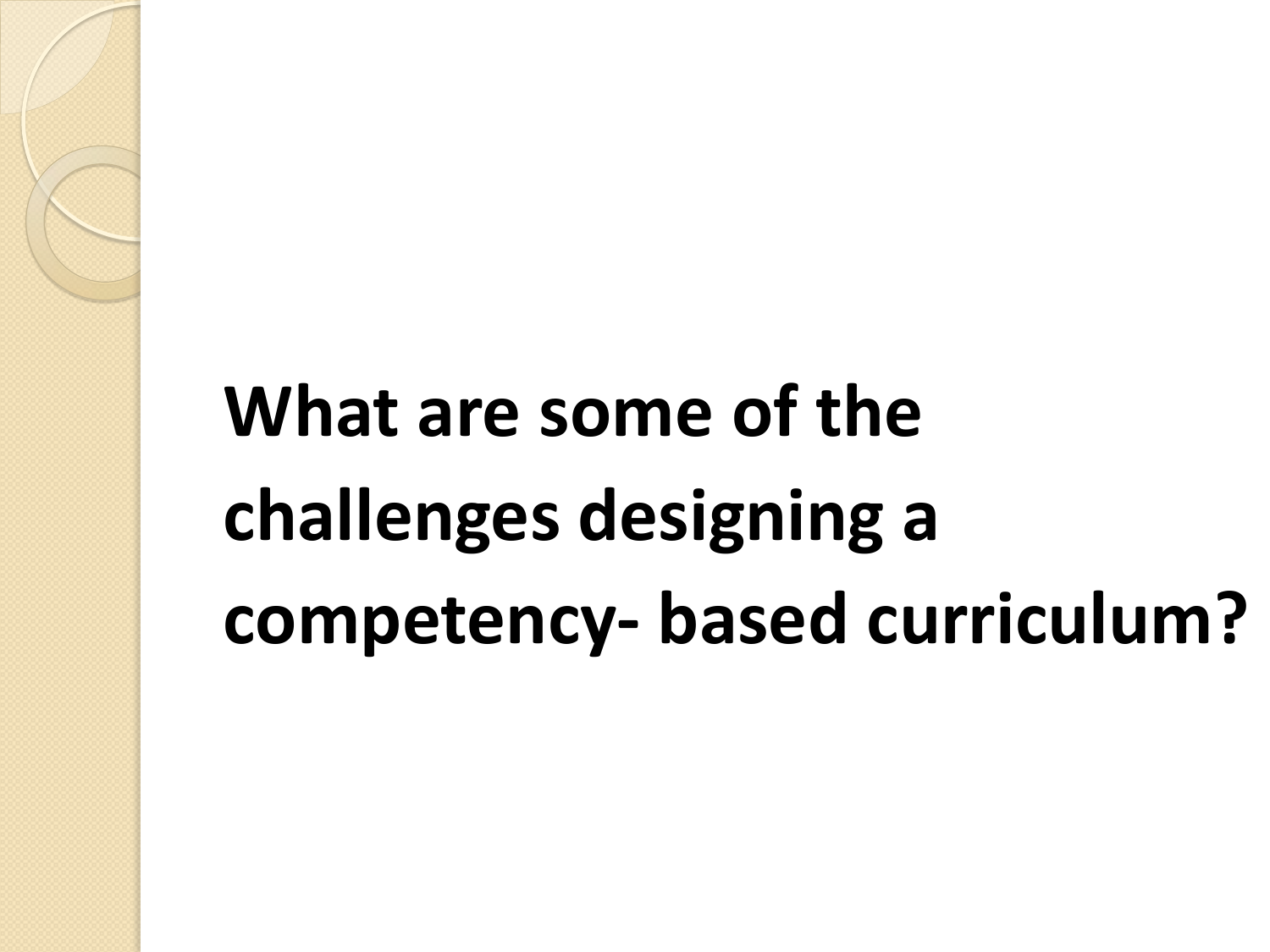**What are some of the challenges designing a competency- based curriculum?**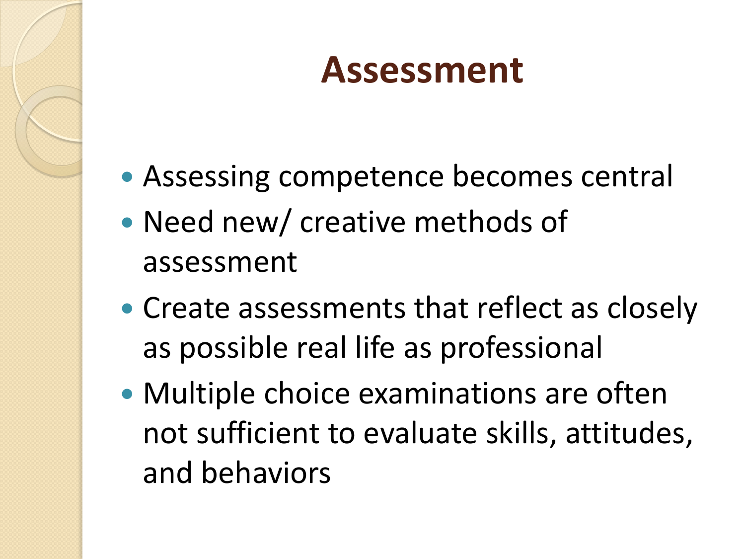# Assessment

- Assessing competence becomes central
- Need new/ creative methods of assessment
- Create assessments that reflect as closely as possible real life as professional
- Multiple choice examinations are often not sufficient to evaluate skills, attitudes, and behaviors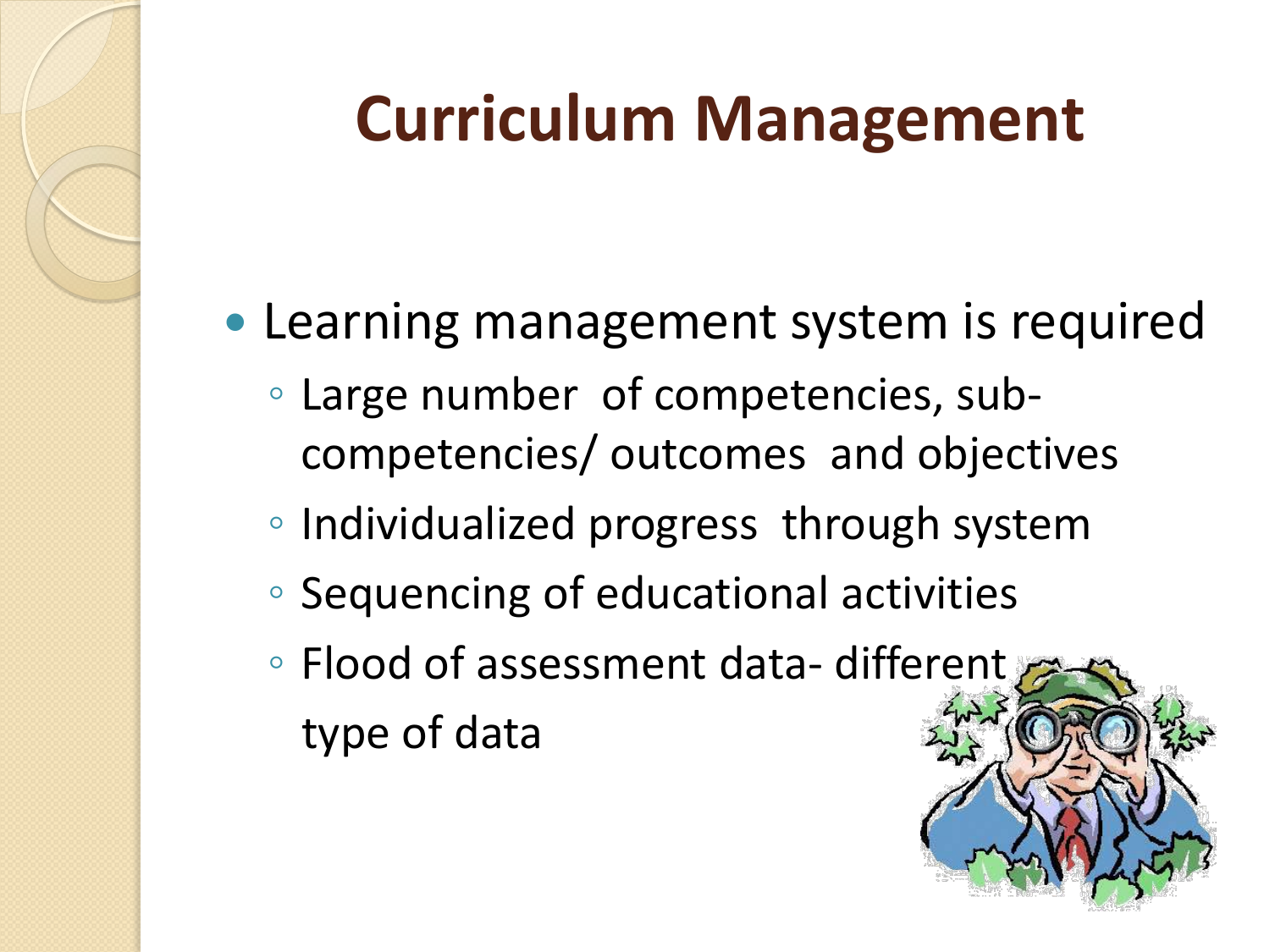# Curriculum Management

- Learning management system is required
  - Large number of competencies, sub-competencies/ outcomes and objectives
  - Individualized progress through system
  - Sequencing of educational activities
  - Flood of assessment data- different type of data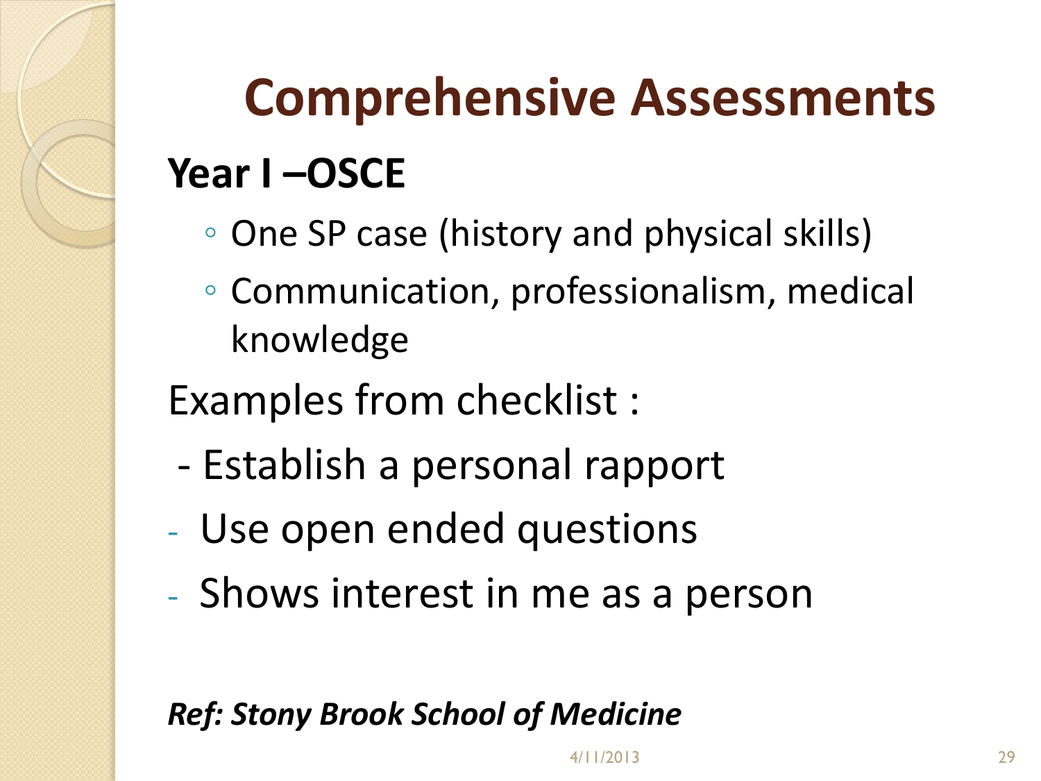# Comprehensive Assessments

**Year I –OSCE**

- One SP case (history and physical skills)
- Communication, professionalism, medical knowledge

Examples from checklist :

- Establish a personal rapport
- Use open ended questions
- Shows interest in me as a person

***Ref: Stony Brook School of Medicine***

4/11/2013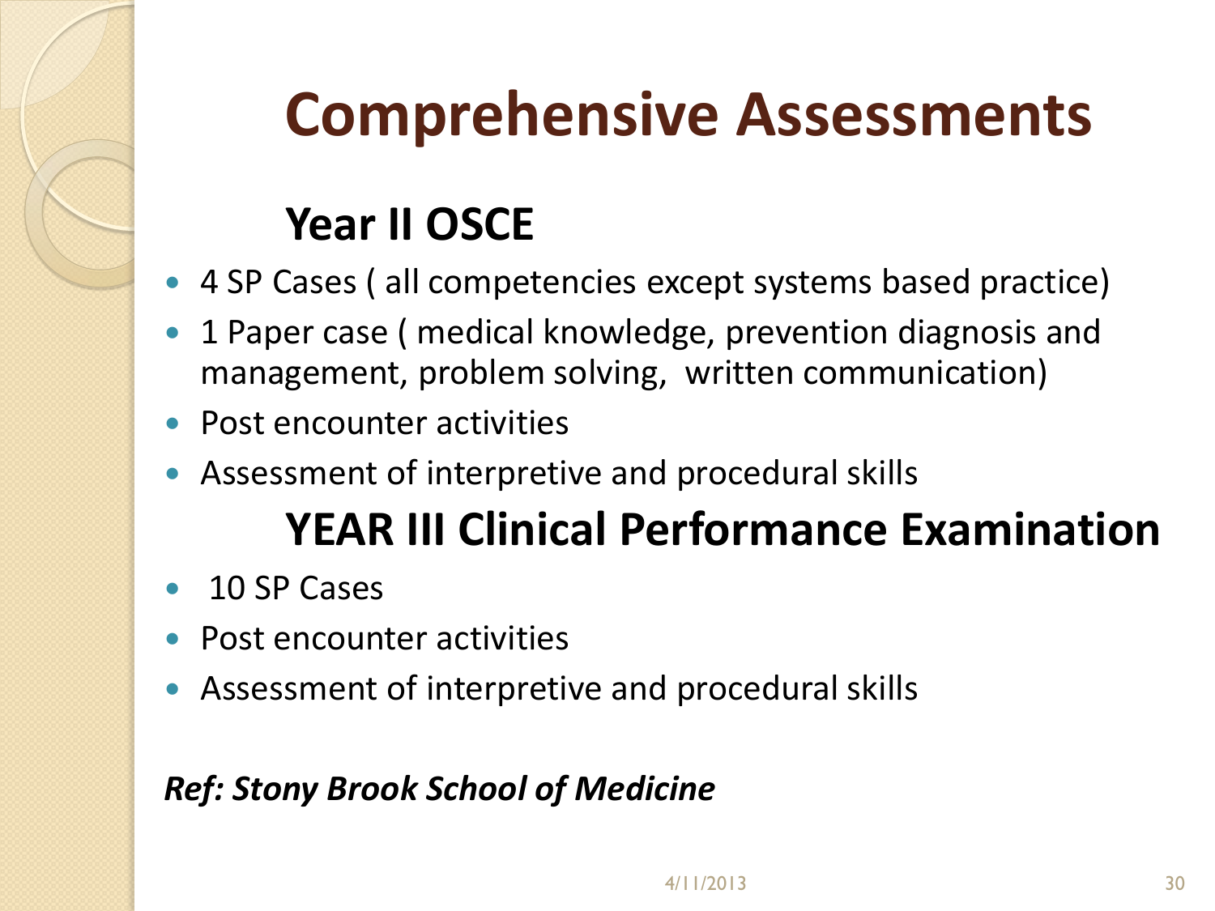# Comprehensive Assessments

## Year II OSCE

- 4 SP Cases ( all competencies except systems based practice)
- 1 Paper case ( medical knowledge, prevention diagnosis and management, problem solving, written communication)
- Post encounter activities
- Assessment of interpretive and procedural skills

## YEAR III Clinical Performance Examination

- 10 SP Cases
- Post encounter activities
- Assessment of interpretive and procedural skills

***Ref: Stony Brook School of Medicine***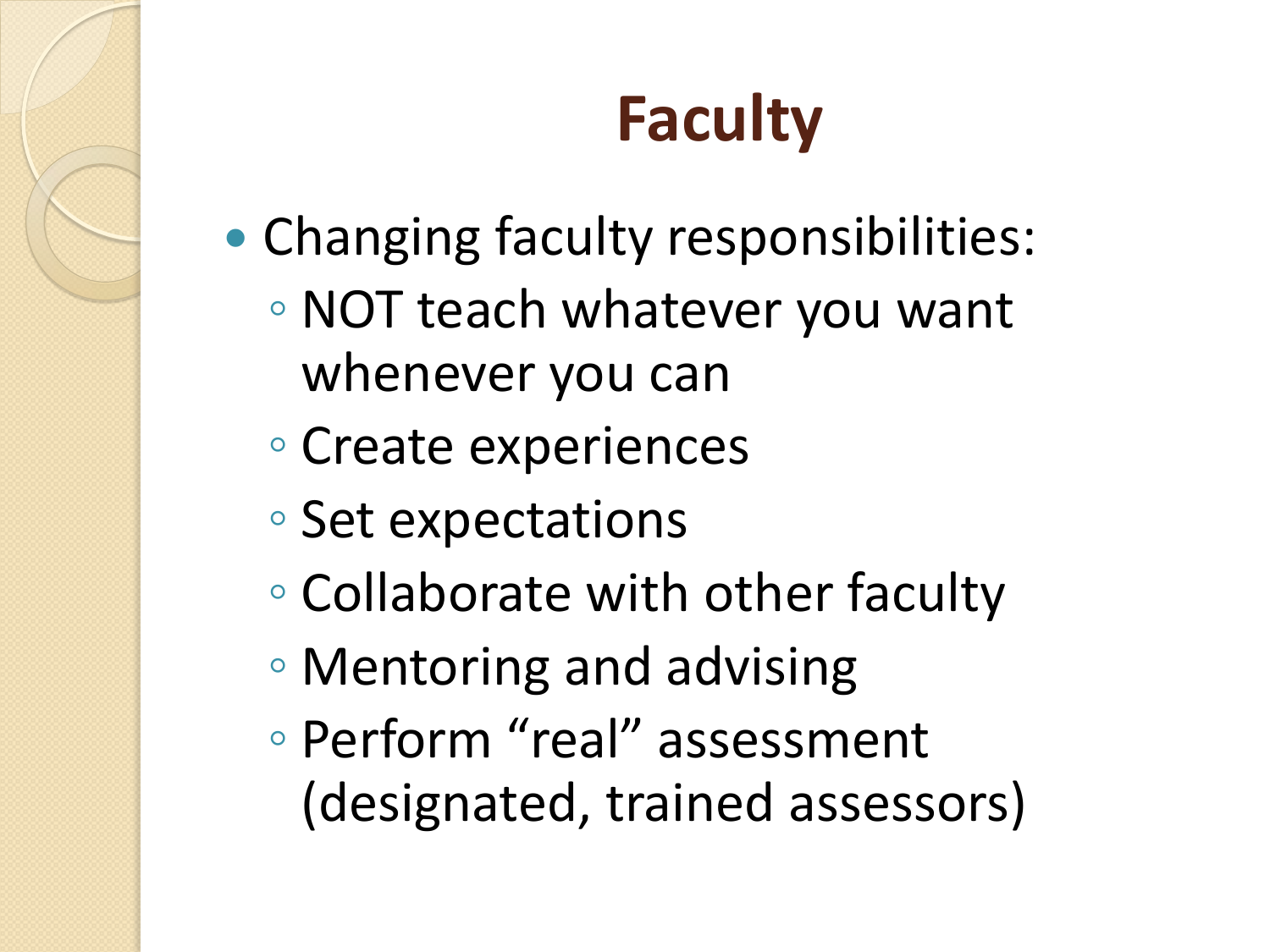# Faculty

- Changing faculty responsibilities:
  - NOT teach whatever you want whenever you can
  - Create experiences
  - Set expectations
  - Collaborate with other faculty
  - Mentoring and advising
  - Perform “real” assessment (designated, trained assessors)